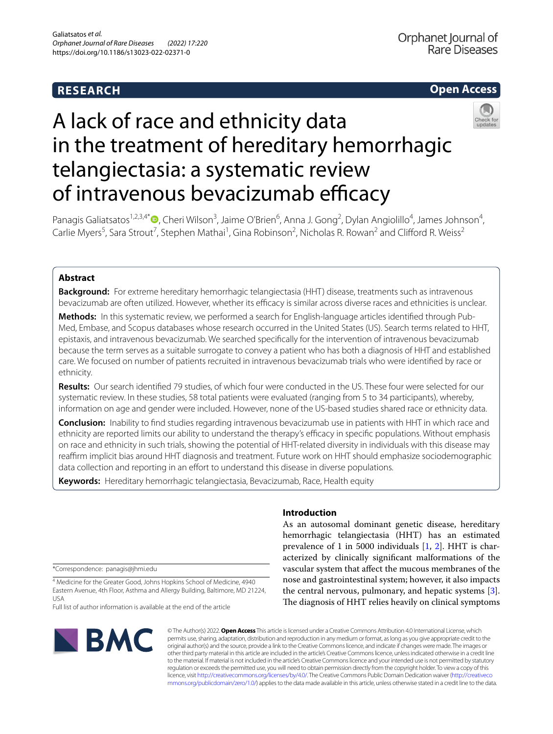RESEARCH

Open Access

# A lack of race and ethnicity data in the treatment of hereditary hemorrhagic telangiectasia: a systematic review of intravenous bevacizumab efficacy

Panagis Galiatsatos[1,2,3,4*], Cheri Wilson[3], Jaime O'Brien[6], Anna J. Gong[2], Dylan Angiolillo[4], James Johnson[4], Carlie Myers[5], Sara Strout[7], Stephen Mathai[1], Gina Robinson[2], Nicholas R. Rowan[2] and Clifford R. Weiss[2]

## Abstract

**Background:** For extreme hereditary hemorrhagic telangiectasia (HHT) disease, treatments such as intravenous bevacizumab are often utilized. However, whether its efficacy is similar across diverse races and ethnicities is unclear.

**Methods:** In this systematic review, we performed a search for English-language articles identified through PubMed, Embase, and Scopus databases whose research occurred in the United States (US). Search terms related to HHT, epistaxis, and intravenous bevacizumab. We searched specifically for the intervention of intravenous bevacizumab because the term serves as a suitable surrogate to convey a patient who has both a diagnosis of HHT and established care. We focused on number of patients recruited in intravenous bevacizumab trials who were identified by race or ethnicity.

**Results:** Our search identified 79 studies, of which four were conducted in the US. These four were selected for our systematic review. In these studies, 58 total patients were evaluated (ranging from 5 to 34 participants), whereby, information on age and gender were included. However, none of the US-based studies shared race or ethnicity data.

**Conclusion:** Inability to find studies regarding intravenous bevacizumab use in patients with HHT in which race and ethnicity are reported limits our ability to understand the therapy's efficacy in specific populations. Without emphasis on race and ethnicity in such trials, showing the potential of HHT-related diversity in individuals with this disease may reaffirm implicit bias around HHT diagnosis and treatment. Future work on HHT should emphasize sociodemographic data collection and reporting in an effort to understand this disease in diverse populations.

**Keywords:** Hereditary hemorrhagic telangiectasia, Bevacizumab, Race, Health equity

## Introduction

As an autosomal dominant genetic disease, hereditary hemorrhagic telangiectasia (HHT) has an estimated prevalence of 1 in 5000 individuals [1, 2]. HHT is characterized by clinically significant malformations of the vascular system that affect the mucous membranes of the nose and gastrointestinal system; however, it also impacts the central nervous, pulmonary, and hepatic systems [3]. The diagnosis of HHT relies heavily on clinical symptoms

*Correspondence: panagis@jhmi.edu

[4] Medicine for the Greater Good, Johns Hopkins School of Medicine, 4940 Eastern Avenue, 4th Floor, Asthma and Allergy Building, Baltimore, MD 21224, USA

Full list of author information is available at the end of the article

© The Author(s) 2022. **Open Access** This article is licensed under a Creative Commons Attribution 4.0 International License, which permits use, sharing, adaptation, distribution and reproduction in any medium or format, as long as you give appropriate credit to the original author(s) and the source, provide a link to the Creative Commons licence, and indicate if changes were made. The images or other third party material in this article are included in the article's Creative Commons licence, unless indicated otherwise in a credit line to the material. If material is not included in the article's Creative Commons licence and your intended use is not permitted by statutory regulation or exceeds the permitted use, you will need to obtain permission directly from the copyright holder. To view a copy of this licence, visit http://creativecommons.org/licenses/by/4.0/. The Creative Commons Public Domain Dedication waiver (http://creativecommons.org/publicdomain/zero/1.0/) applies to the data made available in this article, unless otherwise stated in a credit line to the data.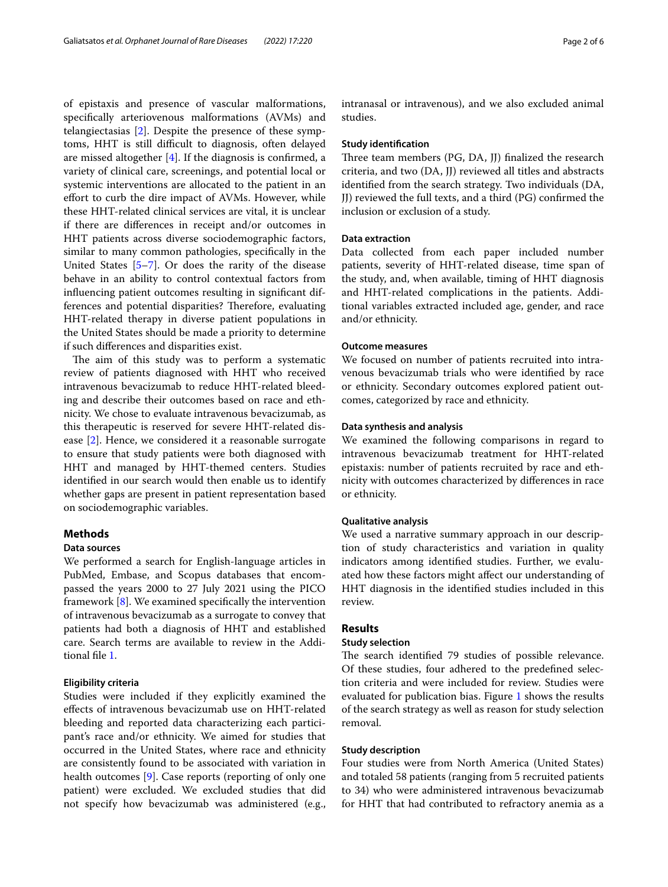of epistaxis and presence of vascular malformations, specifically arteriovenous malformations (AVMs) and telangiectasias [2]. Despite the presence of these symptoms, HHT is still difficult to diagnosis, often delayed are missed altogether [4]. If the diagnosis is confirmed, a variety of clinical care, screenings, and potential local or systemic interventions are allocated to the patient in an effort to curb the dire impact of AVMs. However, while these HHT-related clinical services are vital, it is unclear if there are differences in receipt and/or outcomes in HHT patients across diverse sociodemographic factors, similar to many common pathologies, specifically in the United States [5–7]. Or does the rarity of the disease behave in an ability to control contextual factors from influencing patient outcomes resulting in significant differences and potential disparities? Therefore, evaluating HHT-related therapy in diverse patient populations in the United States should be made a priority to determine if such differences and disparities exist.

The aim of this study was to perform a systematic review of patients diagnosed with HHT who received intravenous bevacizumab to reduce HHT-related bleeding and describe their outcomes based on race and ethnicity. We chose to evaluate intravenous bevacizumab, as this therapeutic is reserved for severe HHT-related disease [2]. Hence, we considered it a reasonable surrogate to ensure that study patients were both diagnosed with HHT and managed by HHT-themed centers. Studies identified in our search would then enable us to identify whether gaps are present in patient representation based on sociodemographic variables.

## Methods

### Data sources

We performed a search for English-language articles in PubMed, Embase, and Scopus databases that encompassed the years 2000 to 27 July 2021 using the PICO framework [8]. We examined specifically the intervention of intravenous bevacizumab as a surrogate to convey that patients had both a diagnosis of HHT and established care. Search terms are available to review in the Additional file 1.

### Eligibility criteria

Studies were included if they explicitly examined the effects of intravenous bevacizumab use on HHT-related bleeding and reported data characterizing each participant's race and/or ethnicity. We aimed for studies that occurred in the United States, where race and ethnicity are consistently found to be associated with variation in health outcomes [9]. Case reports (reporting of only one patient) were excluded. We excluded studies that did not specify how bevacizumab was administered (e.g., intranasal or intravenous), and we also excluded animal studies.

### Study identification

Three team members (PG, DA, JJ) finalized the research criteria, and two (DA, JJ) reviewed all titles and abstracts identified from the search strategy. Two individuals (DA, JJ) reviewed the full texts, and a third (PG) confirmed the inclusion or exclusion of a study.

### Data extraction

Data collected from each paper included number patients, severity of HHT-related disease, time span of the study, and, when available, timing of HHT diagnosis and HHT-related complications in the patients. Additional variables extracted included age, gender, and race and/or ethnicity.

### Outcome measures

We focused on number of patients recruited into intravenous bevacizumab trials who were identified by race or ethnicity. Secondary outcomes explored patient outcomes, categorized by race and ethnicity.

### Data synthesis and analysis

We examined the following comparisons in regard to intravenous bevacizumab treatment for HHT-related epistaxis: number of patients recruited by race and ethnicity with outcomes characterized by differences in race or ethnicity.

### Qualitative analysis

We used a narrative summary approach in our description of study characteristics and variation in quality indicators among identified studies. Further, we evaluated how these factors might affect our understanding of HHT diagnosis in the identified studies included in this review.

## Results

### Study selection

The search identified 79 studies of possible relevance. Of these studies, four adhered to the predefined selection criteria and were included for review. Studies were evaluated for publication bias. Figure 1 shows the results of the search strategy as well as reason for study selection removal.

### Study description

Four studies were from North America (United States) and totaled 58 patients (ranging from 5 recruited patients to 34) who were administered intravenous bevacizumab for HHT that had contributed to refractory anemia as a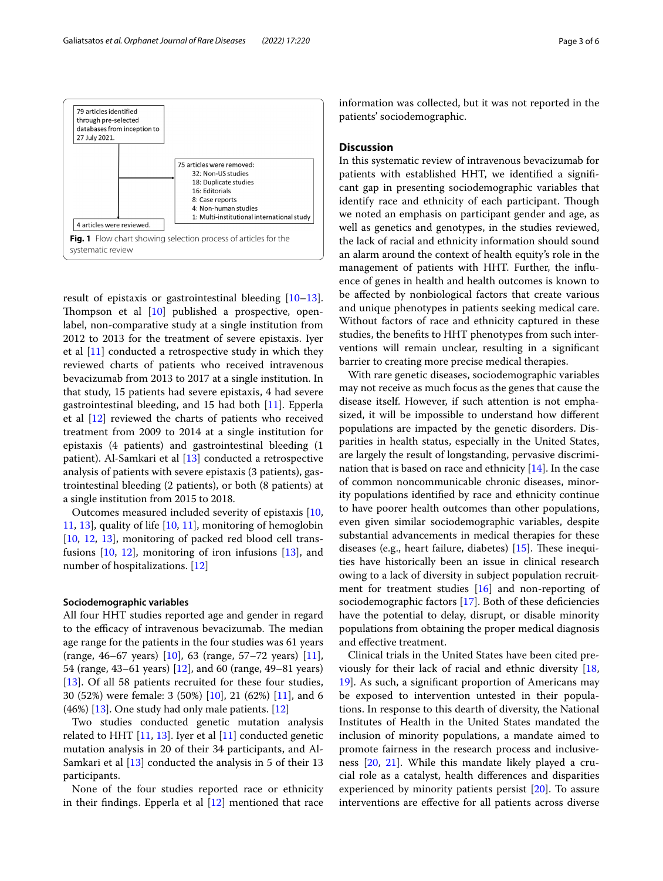79 articles identified through pre-selected databases from inception to 27 July 2021.

75 articles were removed:
- 32: Non-US studies
- 18: Duplicate studies
- 16: Editorials
- 8: Case reports
- 4: Non-human studies
- 1: Multi-institutional international study

4 articles were reviewed.

**Fig. 1** Flow chart showing selection process of articles for the systematic review

result of epistaxis or gastrointestinal bleeding [10–13]. Thompson et al [10] published a prospective, open-label, non-comparative study at a single institution from 2012 to 2013 for the treatment of severe epistaxis. Iyer et al [11] conducted a retrospective study in which they reviewed charts of patients who received intravenous bevacizumab from 2013 to 2017 at a single institution. In that study, 15 patients had severe epistaxis, 4 had severe gastrointestinal bleeding, and 15 had both [11]. Epperla et al [12] reviewed the charts of patients who received treatment from 2009 to 2014 at a single institution for epistaxis (4 patients) and gastrointestinal bleeding (1 patient). Al-Samkari et al [13] conducted a retrospective analysis of patients with severe epistaxis (3 patients), gastrointestinal bleeding (2 patients), or both (8 patients) at a single institution from 2015 to 2018.

Outcomes measured included severity of epistaxis [10, 11, 13], quality of life [10, 11], monitoring of hemoglobin [10, 12, 13], monitoring of packed red blood cell transfusions [10, 12], monitoring of iron infusions [13], and number of hospitalizations. [12]

#### Sociodemographic variables

All four HHT studies reported age and gender in regard to the efficacy of intravenous bevacizumab. The median age range for the patients in the four studies was 61 years (range, 46–67 years) [10], 63 (range, 57–72 years) [11], 54 (range, 43–61 years) [12], and 60 (range, 49–81 years) [13]. Of all 58 patients recruited for these four studies, 30 (52%) were female: 3 (50%) [10], 21 (62%) [11], and 6 (46%) [13]. One study had only male patients. [12]

Two studies conducted genetic mutation analysis related to HHT [11, 13]. Iyer et al [11] conducted genetic mutation analysis in 20 of their 34 participants, and Al-Samkari et al [13] conducted the analysis in 5 of their 13 participants.

None of the four studies reported race or ethnicity in their findings. Epperla et al [12] mentioned that race information was collected, but it was not reported in the patients' sociodemographic.

## Discussion

In this systematic review of intravenous bevacizumab for patients with established HHT, we identified a significant gap in presenting sociodemographic variables that identify race and ethnicity of each participant. Though we noted an emphasis on participant gender and age, as well as genetics and genotypes, in the studies reviewed, the lack of racial and ethnicity information should sound an alarm around the context of health equity's role in the management of patients with HHT. Further, the influence of genes in health and health outcomes is known to be affected by nonbiological factors that create various and unique phenotypes in patients seeking medical care. Without factors of race and ethnicity captured in these studies, the benefits to HHT phenotypes from such interventions will remain unclear, resulting in a significant barrier to creating more precise medical therapies.

With rare genetic diseases, sociodemographic variables may not receive as much focus as the genes that cause the disease itself. However, if such attention is not emphasized, it will be impossible to understand how different populations are impacted by the genetic disorders. Disparities in health status, especially in the United States, are largely the result of longstanding, pervasive discrimination that is based on race and ethnicity [14]. In the case of common noncommunicable chronic diseases, minority populations identified by race and ethnicity continue to have poorer health outcomes than other populations, even given similar sociodemographic variables, despite substantial advancements in medical therapies for these diseases (e.g., heart failure, diabetes) [15]. These inequities have historically been an issue in clinical research owing to a lack of diversity in subject population recruitment for treatment studies [16] and non-reporting of sociodemographic factors [17]. Both of these deficiencies have the potential to delay, disrupt, or disable minority populations from obtaining the proper medical diagnosis and effective treatment.

Clinical trials in the United States have been cited previously for their lack of racial and ethnic diversity [18, 19]. As such, a significant proportion of Americans may be exposed to intervention untested in their populations. In response to this dearth of diversity, the National Institutes of Health in the United States mandated the inclusion of minority populations, a mandate aimed to promote fairness in the research process and inclusiveness [20, 21]. While this mandate likely played a crucial role as a catalyst, health differences and disparities experienced by minority patients persist [20]. To assure interventions are effective for all patients across diverse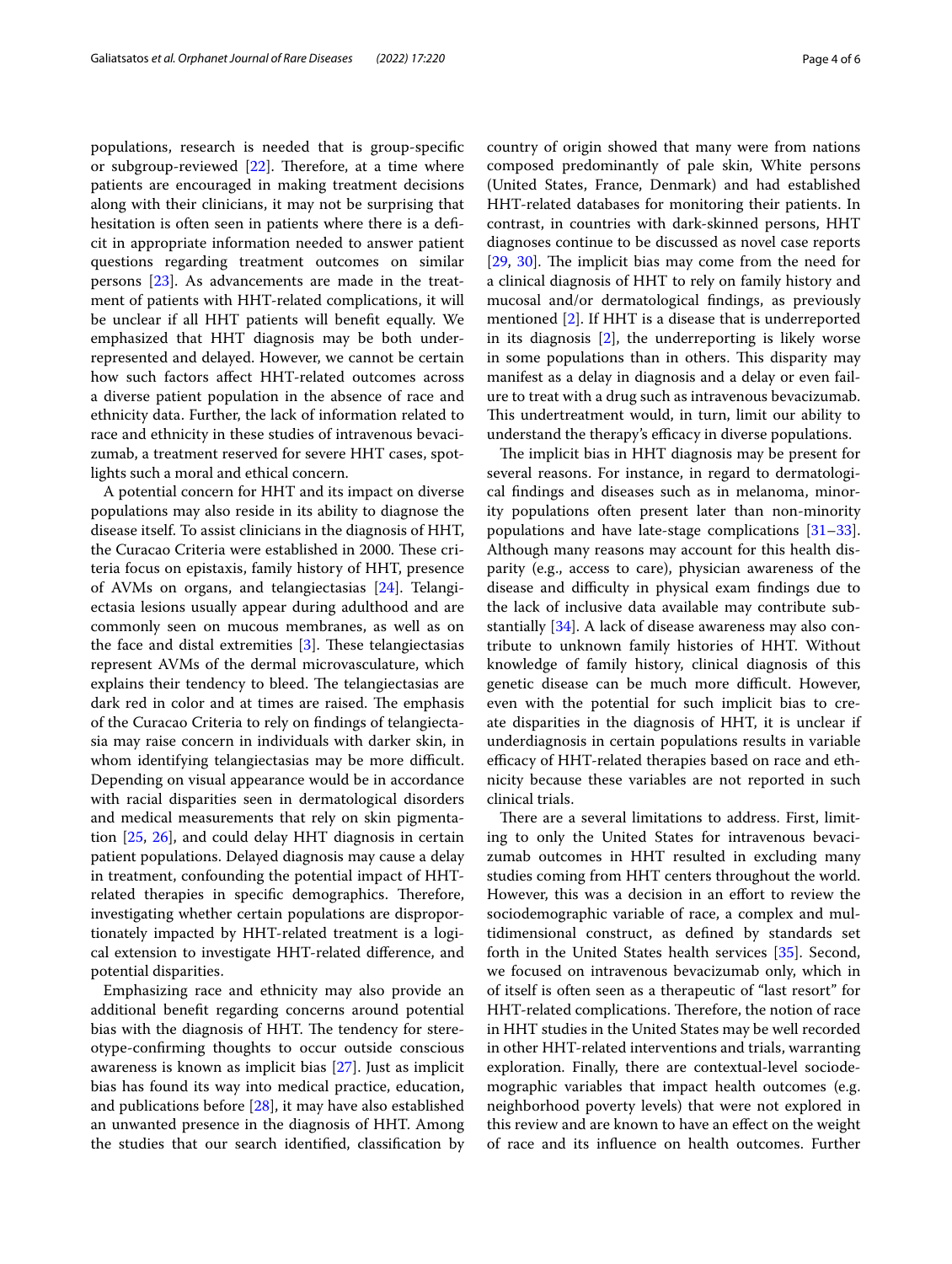populations, research is needed that is group-specific or subgroup-reviewed [22]. Therefore, at a time where patients are encouraged in making treatment decisions along with their clinicians, it may not be surprising that hesitation is often seen in patients where there is a deficit in appropriate information needed to answer patient questions regarding treatment outcomes on similar persons [23]. As advancements are made in the treatment of patients with HHT-related complications, it will be unclear if all HHT patients will benefit equally. We emphasized that HHT diagnosis may be both underrepresented and delayed. However, we cannot be certain how such factors affect HHT-related outcomes across a diverse patient population in the absence of race and ethnicity data. Further, the lack of information related to race and ethnicity in these studies of intravenous bevacizumab, a treatment reserved for severe HHT cases, spotlights such a moral and ethical concern.

A potential concern for HHT and its impact on diverse populations may also reside in its ability to diagnose the disease itself. To assist clinicians in the diagnosis of HHT, the Curacao Criteria were established in 2000. These criteria focus on epistaxis, family history of HHT, presence of AVMs on organs, and telangiectasias [24]. Telangiectasia lesions usually appear during adulthood and are commonly seen on mucous membranes, as well as on the face and distal extremities [3]. These telangiectasias represent AVMs of the dermal microvasculature, which explains their tendency to bleed. The telangiectasias are dark red in color and at times are raised. The emphasis of the Curacao Criteria to rely on findings of telangiectasia may raise concern in individuals with darker skin, in whom identifying telangiectasias may be more difficult. Depending on visual appearance would be in accordance with racial disparities seen in dermatological disorders and medical measurements that rely on skin pigmentation [25, 26], and could delay HHT diagnosis in certain patient populations. Delayed diagnosis may cause a delay in treatment, confounding the potential impact of HHT-related therapies in specific demographics. Therefore, investigating whether certain populations are disproportionately impacted by HHT-related treatment is a logical extension to investigate HHT-related difference, and potential disparities.

Emphasizing race and ethnicity may also provide an additional benefit regarding concerns around potential bias with the diagnosis of HHT. The tendency for stereotype-confirming thoughts to occur outside conscious awareness is known as implicit bias [27]. Just as implicit bias has found its way into medical practice, education, and publications before [28], it may have also established an unwanted presence in the diagnosis of HHT. Among the studies that our search identified, classification by country of origin showed that many were from nations composed predominantly of pale skin, White persons (United States, France, Denmark) and had established HHT-related databases for monitoring their patients. In contrast, in countries with dark-skinned persons, HHT diagnoses continue to be discussed as novel case reports [29, 30]. The implicit bias may come from the need for a clinical diagnosis of HHT to rely on family history and mucosal and/or dermatological findings, as previously mentioned [2]. If HHT is a disease that is underreported in its diagnosis [2], the underreporting is likely worse in some populations than in others. This disparity may manifest as a delay in diagnosis and a delay or even failure to treat with a drug such as intravenous bevacizumab. This undertreatment would, in turn, limit our ability to understand the therapy's efficacy in diverse populations.

The implicit bias in HHT diagnosis may be present for several reasons. For instance, in regard to dermatological findings and diseases such as in melanoma, minority populations often present later than non-minority populations and have late-stage complications [31–33]. Although many reasons may account for this health disparity (e.g., access to care), physician awareness of the disease and difficulty in physical exam findings due to the lack of inclusive data available may contribute substantially [34]. A lack of disease awareness may also contribute to unknown family histories of HHT. Without knowledge of family history, clinical diagnosis of this genetic disease can be much more difficult. However, even with the potential for such implicit bias to create disparities in the diagnosis of HHT, it is unclear if underdiagnosis in certain populations results in variable efficacy of HHT-related therapies based on race and ethnicity because these variables are not reported in such clinical trials.

There are a several limitations to address. First, limiting to only the United States for intravenous bevacizumab outcomes in HHT resulted in excluding many studies coming from HHT centers throughout the world. However, this was a decision in an effort to review the sociodemographic variable of race, a complex and multidimensional construct, as defined by standards set forth in the United States health services [35]. Second, we focused on intravenous bevacizumab only, which in of itself is often seen as a therapeutic of "last resort" for HHT-related complications. Therefore, the notion of race in HHT studies in the United States may be well recorded in other HHT-related interventions and trials, warranting exploration. Finally, there are contextual-level sociodemographic variables that impact health outcomes (e.g. neighborhood poverty levels) that were not explored in this review and are known to have an effect on the weight of race and its influence on health outcomes. Further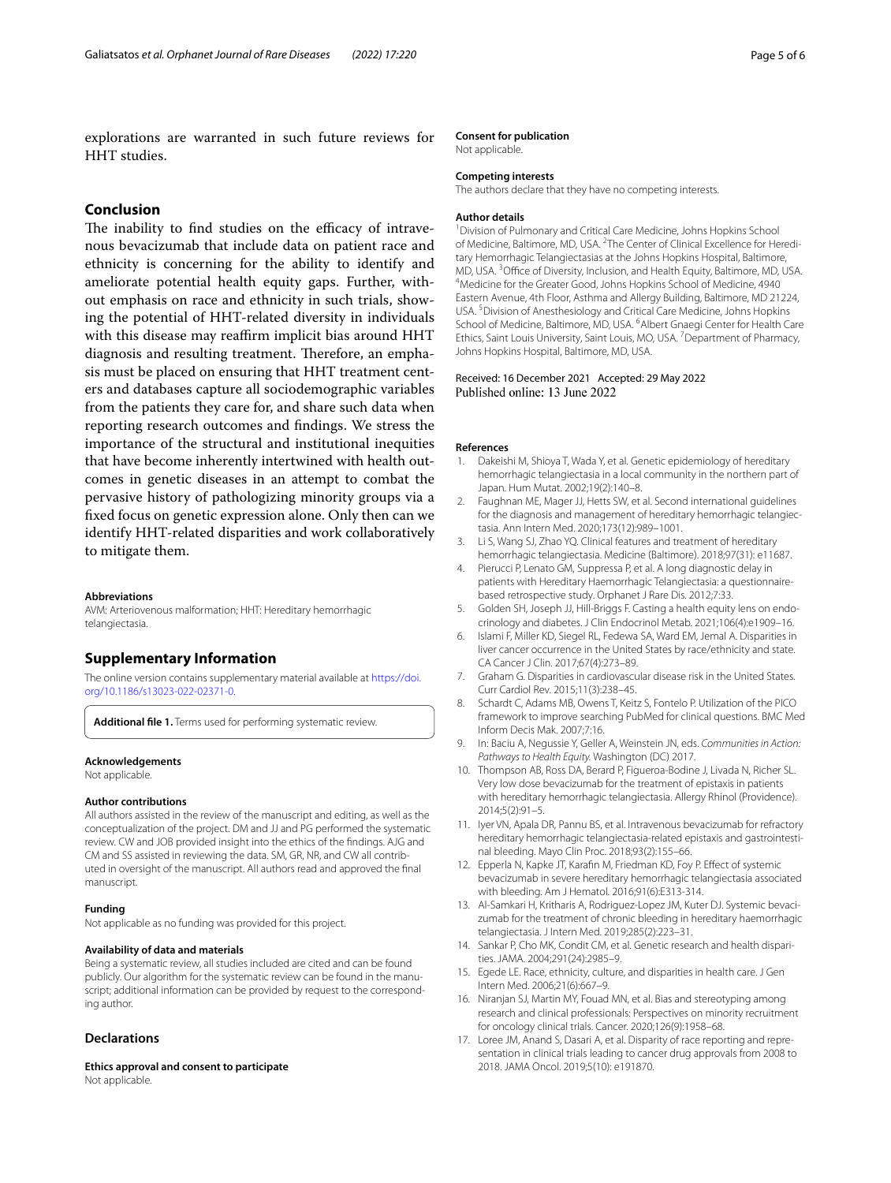explorations are warranted in such future reviews for HHT studies.

## Conclusion

The inability to find studies on the efficacy of intravenous bevacizumab that include data on patient race and ethnicity is concerning for the ability to identify and ameliorate potential health equity gaps. Further, without emphasis on race and ethnicity in such trials, showing the potential of HHT-related diversity in individuals with this disease may reaffirm implicit bias around HHT diagnosis and resulting treatment. Therefore, an emphasis must be placed on ensuring that HHT treatment centers and databases capture all sociodemographic variables from the patients they care for, and share such data when reporting research outcomes and findings. We stress the importance of the structural and institutional inequities that have become inherently intertwined with health outcomes in genetic diseases in an attempt to combat the pervasive history of pathologizing minority groups via a fixed focus on genetic expression alone. Only then can we identify HHT-related disparities and work collaboratively to mitigate them.

#### Abbreviations

AVM: Arteriovenous malformation; HHT: Hereditary hemorrhagic telangiectasia.

## Supplementary Information

The online version contains supplementary material available at https://doi.org/10.1186/s13023-022-02371-0.

**Additional file 1.** Terms used for performing systematic review.

#### Acknowledgements

Not applicable.

#### Author contributions

All authors assisted in the review of the manuscript and editing, as well as the conceptualization of the project. DM and JJ and PG performed the systematic review. CW and JOB provided insight into the ethics of the findings. AJG and CM and SS assisted in reviewing the data. SM, GR, NR, and CW all contributed in oversight of the manuscript. All authors read and approved the final manuscript.

#### Funding

Not applicable as no funding was provided for this project.

#### Availability of data and materials

Being a systematic review, all studies included are cited and can be found publicly. Our algorithm for the systematic review can be found in the manuscript; additional information can be provided by request to the corresponding author.

## Declarations

#### Ethics approval and consent to participate

Not applicable.

#### Consent for publication

Not applicable.

#### Competing interests

The authors declare that they have no competing interests.

#### Author details

[1]Division of Pulmonary and Critical Care Medicine, Johns Hopkins School of Medicine, Baltimore, MD, USA. [2]The Center of Clinical Excellence for Hereditary Hemorrhagic Telangiectasias at the Johns Hopkins Hospital, Baltimore, MD, USA. [3]Office of Diversity, Inclusion, and Health Equity, Baltimore, MD, USA. [4]Medicine for the Greater Good, Johns Hopkins School of Medicine, 4940 Eastern Avenue, 4th Floor, Asthma and Allergy Building, Baltimore, MD 21224, USA. [5]Division of Anesthesiology and Critical Care Medicine, Johns Hopkins School of Medicine, Baltimore, MD, USA. [6]Albert Gnaegi Center for Health Care Ethics, Saint Louis University, Saint Louis, MO, USA. [7]Department of Pharmacy, Johns Hopkins Hospital, Baltimore, MD, USA.

Received: 16 December 2021 Accepted: 29 May 2022
Published online: 13 June 2022

#### References

1. Dakeishi M, Shioya T, Wada Y, et al. Genetic epidemiology of hereditary hemorrhagic telangiectasia in a local community in the northern part of Japan. Hum Mutat. 2002;19(2):140–8.
2. Faughnan ME, Mager JJ, Hetts SW, et al. Second international guidelines for the diagnosis and management of hereditary hemorrhagic telangiectasia. Ann Intern Med. 2020;173(12):989–1001.
3. Li S, Wang SJ, Zhao YQ. Clinical features and treatment of hereditary hemorrhagic telangiectasia. Medicine (Baltimore). 2018;97(31): e11687.
4. Pierucci P, Lenato GM, Suppressa P, et al. A long diagnostic delay in patients with Hereditary Haemorrhagic Telangiectasia: a questionnaire-based retrospective study. Orphanet J Rare Dis. 2012;7:33.
5. Golden SH, Joseph JJ, Hill-Briggs F. Casting a health equity lens on endocrinology and diabetes. J Clin Endocrinol Metab. 2021;106(4):e1909–16.
6. Islami F, Miller KD, Siegel RL, Fedewa SA, Ward EM, Jemal A. Disparities in liver cancer occurrence in the United States by race/ethnicity and state. CA Cancer J Clin. 2017;67(4):273–89.
7. Graham G. Disparities in cardiovascular disease risk in the United States. Curr Cardiol Rev. 2015;11(3):238–45.
8. Schardt C, Adams MB, Owens T, Keitz S, Fontelo P. Utilization of the PICO framework to improve searching PubMed for clinical questions. BMC Med Inform Decis Mak. 2007;7:16.
9. In: Baciu A, Negussie Y, Geller A, Weinstein JN, eds. *Communities in Action: Pathways to Health Equity.* Washington (DC) 2017.
10. Thompson AB, Ross DA, Berard P, Figueroa-Bodine J, Livada N, Richer SL. Very low dose bevacizumab for the treatment of epistaxis in patients with hereditary hemorrhagic telangiectasia. Allergy Rhinol (Providence). 2014;5(2):91–5.
11. Iyer VN, Apala DR, Pannu BS, et al. Intravenous bevacizumab for refractory hereditary hemorrhagic telangiectasia-related epistaxis and gastrointestinal bleeding. Mayo Clin Proc. 2018;93(2):155–66.
12. Epperla N, Kapke JT, Karafin M, Friedman KD, Foy P. Effect of systemic bevacizumab in severe hereditary hemorrhagic telangiectasia associated with bleeding. Am J Hematol. 2016;91(6):E313-314.
13. Al-Samkari H, Kritharis A, Rodriguez-Lopez JM, Kuter DJ. Systemic bevacizumab for the treatment of chronic bleeding in hereditary haemorrhagic telangiectasia. J Intern Med. 2019;285(2):223–31.
14. Sankar P, Cho MK, Condit CM, et al. Genetic research and health disparities. JAMA. 2004;291(24):2985–9.
15. Egede LE. Race, ethnicity, culture, and disparities in health care. J Gen Intern Med. 2006;21(6):667–9.
16. Niranjan SJ, Martin MY, Fouad MN, et al. Bias and stereotyping among research and clinical professionals: Perspectives on minority recruitment for oncology clinical trials. Cancer. 2020;126(9):1958–68.
17. Loree JM, Anand S, Dasari A, et al. Disparity of race reporting and representation in clinical trials leading to cancer drug approvals from 2008 to 2018. JAMA Oncol. 2019;5(10): e191870.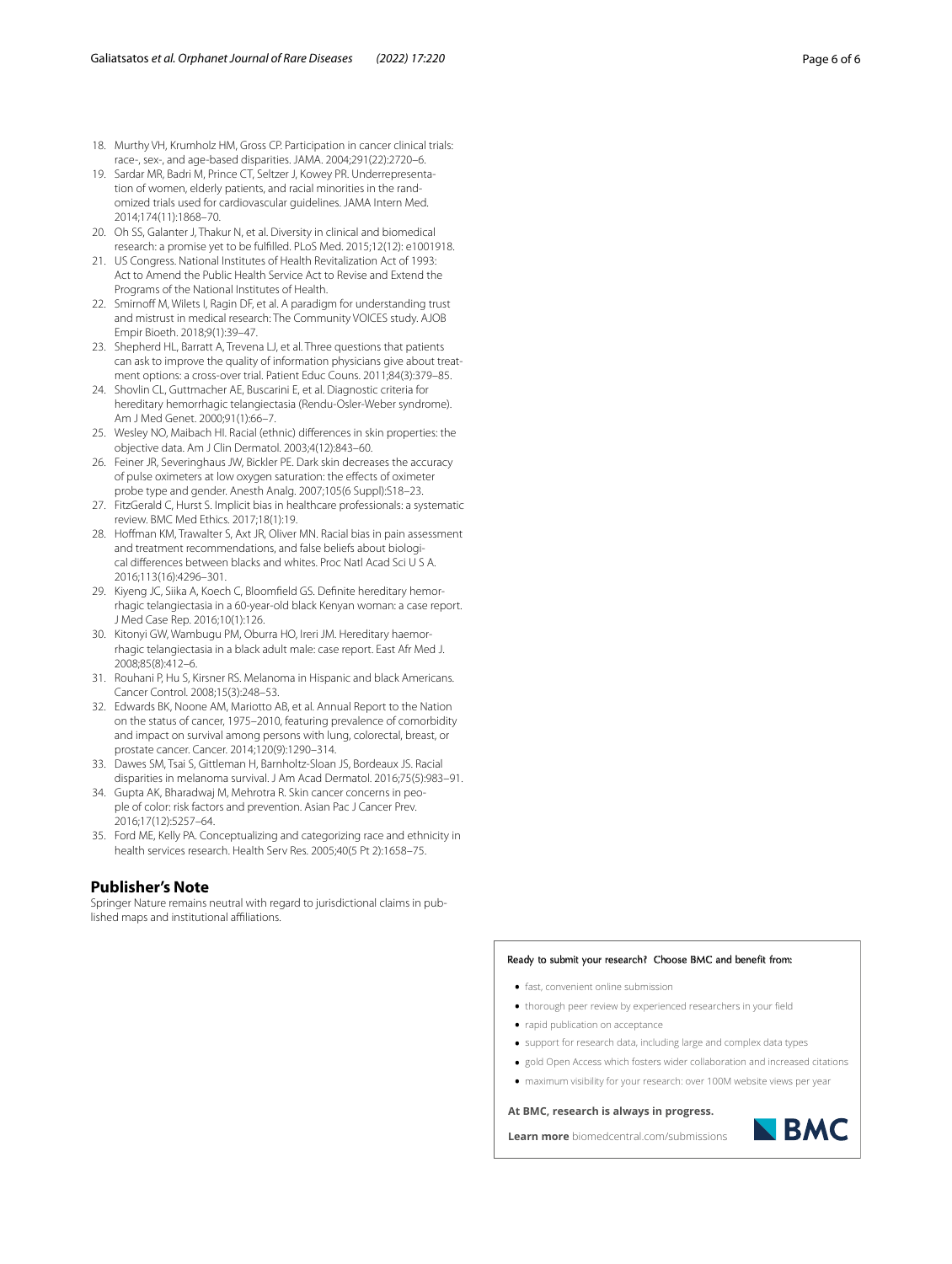18. Murthy VH, Krumholz HM, Gross CP. Participation in cancer clinical trials: race-, sex-, and age-based disparities. JAMA. 2004;291(22):2720–6.
19. Sardar MR, Badri M, Prince CT, Seltzer J, Kowey PR. Underrepresentation of women, elderly patients, and racial minorities in the randomized trials used for cardiovascular guidelines. JAMA Intern Med. 2014;174(11):1868–70.
20. Oh SS, Galanter J, Thakur N, et al. Diversity in clinical and biomedical research: a promise yet to be fulfilled. PLoS Med. 2015;12(12): e1001918.
21. US Congress. National Institutes of Health Revitalization Act of 1993: Act to Amend the Public Health Service Act to Revise and Extend the Programs of the National Institutes of Health.
22. Smirnoff M, Wilets I, Ragin DF, et al. A paradigm for understanding trust and mistrust in medical research: The Community VOICES study. AJOB Empir Bioeth. 2018;9(1):39–47.
23. Shepherd HL, Barratt A, Trevena LJ, et al. Three questions that patients can ask to improve the quality of information physicians give about treatment options: a cross-over trial. Patient Educ Couns. 2011;84(3):379–85.
24. Shovlin CL, Guttmacher AE, Buscarini E, et al. Diagnostic criteria for hereditary hemorrhagic telangiectasia (Rendu-Osler-Weber syndrome). Am J Med Genet. 2000;91(1):66–7.
25. Wesley NO, Maibach HI. Racial (ethnic) differences in skin properties: the objective data. Am J Clin Dermatol. 2003;4(12):843–60.
26. Feiner JR, Severinghaus JW, Bickler PE. Dark skin decreases the accuracy of pulse oximeters at low oxygen saturation: the effects of oximeter probe type and gender. Anesth Analg. 2007;105(6 Suppl):S18–23.
27. FitzGerald C, Hurst S. Implicit bias in healthcare professionals: a systematic review. BMC Med Ethics. 2017;18(1):19.
28. Hoffman KM, Trawalter S, Axt JR, Oliver MN. Racial bias in pain assessment and treatment recommendations, and false beliefs about biological differences between blacks and whites. Proc Natl Acad Sci U S A. 2016;113(16):4296–301.
29. Kiyeng JC, Siika A, Koech C, Bloomfield GS. Definite hereditary hemorrhagic telangiectasia in a 60-year-old black Kenyan woman: a case report. J Med Case Rep. 2016;10(1):126.
30. Kitonyi GW, Wambugu PM, Oburra HO, Ireri JM. Hereditary haemorrhagic telangiectasia in a black adult male: case report. East Afr Med J. 2008;85(8):412–6.
31. Rouhani P, Hu S, Kirsner RS. Melanoma in Hispanic and black Americans. Cancer Control. 2008;15(3):248–53.
32. Edwards BK, Noone AM, Mariotto AB, et al. Annual Report to the Nation on the status of cancer, 1975–2010, featuring prevalence of comorbidity and impact on survival among persons with lung, colorectal, breast, or prostate cancer. Cancer. 2014;120(9):1290–314.
33. Dawes SM, Tsai S, Gittleman H, Barnholtz-Sloan JS, Bordeaux JS. Racial disparities in melanoma survival. J Am Acad Dermatol. 2016;75(5):983–91.
34. Gupta AK, Bharadwaj M, Mehrotra R. Skin cancer concerns in people of color: risk factors and prevention. Asian Pac J Cancer Prev. 2016;17(12):5257–64.
35. Ford ME, Kelly PA. Conceptualizing and categorizing race and ethnicity in health services research. Health Serv Res. 2005;40(5 Pt 2):1658–75.

## Publisher's Note

Springer Nature remains neutral with regard to jurisdictional claims in published maps and institutional affiliations.

Ready to submit your research? Choose BMC and benefit from:

- fast, convenient online submission
- thorough peer review by experienced researchers in your field
- rapid publication on acceptance
- support for research data, including large and complex data types
- gold Open Access which fosters wider collaboration and increased citations
- maximum visibility for your research: over 100M website views per year

**At BMC, research is always in progress.**

**Learn more** biomedcentral.com/submissions

BMC